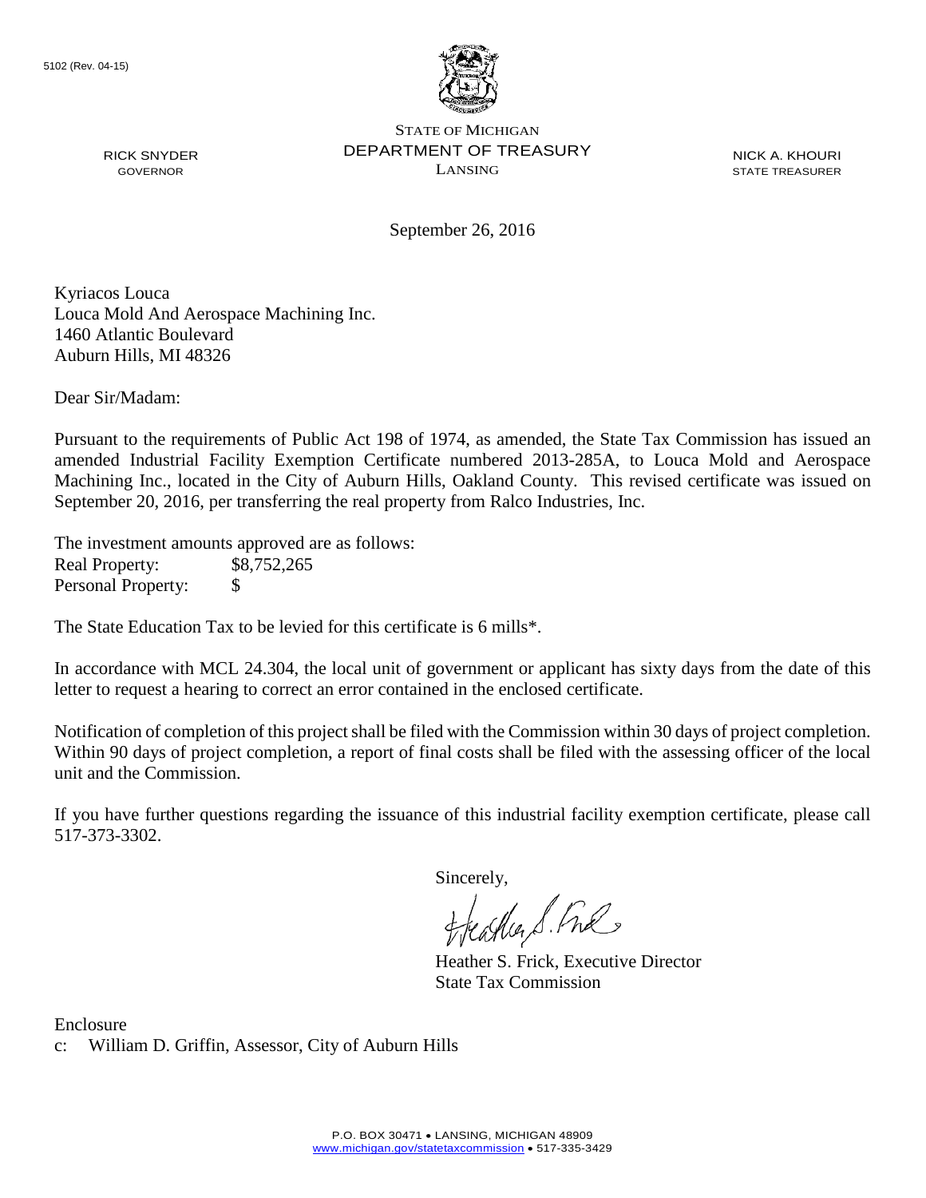5102 (Rev. 04-15)

STATE OF MICHIGAN
DEPARTMENT OF TREASURY
LANSING

RICK SNYDER
GOVERNOR

NICK A. KHOURI
STATE TREASURER

September 26, 2016

Kyriacos Louca
Louca Mold And Aerospace Machining Inc.
1460 Atlantic Boulevard
Auburn Hills, MI 48326

Dear Sir/Madam:

Pursuant to the requirements of Public Act 198 of 1974, as amended, the State Tax Commission has issued an amended Industrial Facility Exemption Certificate numbered 2013-285A, to Louca Mold and Aerospace Machining Inc., located in the City of Auburn Hills, Oakland County. This revised certificate was issued on September 20, 2016, per transferring the real property from Ralco Industries, Inc.

The investment amounts approved are as follows:

Real Property: $8,752,265
Personal Property: $

The State Education Tax to be levied for this certificate is 6 mills*.

In accordance with MCL 24.304, the local unit of government or applicant has sixty days from the date of this letter to request a hearing to correct an error contained in the enclosed certificate.

Notification of completion of this project shall be filed with the Commission within 30 days of project completion. Within 90 days of project completion, a report of final costs shall be filed with the assessing officer of the local unit and the Commission.

If you have further questions regarding the issuance of this industrial facility exemption certificate, please call 517-373-3302.

Sincerely,

Heather S. Frick, Executive Director
State Tax Commission

Enclosure
c: William D. Griffin, Assessor, City of Auburn Hills

P.O. BOX 30471 • LANSING, MICHIGAN 48909
www.michigan.gov/statetaxcommission • 517-335-3429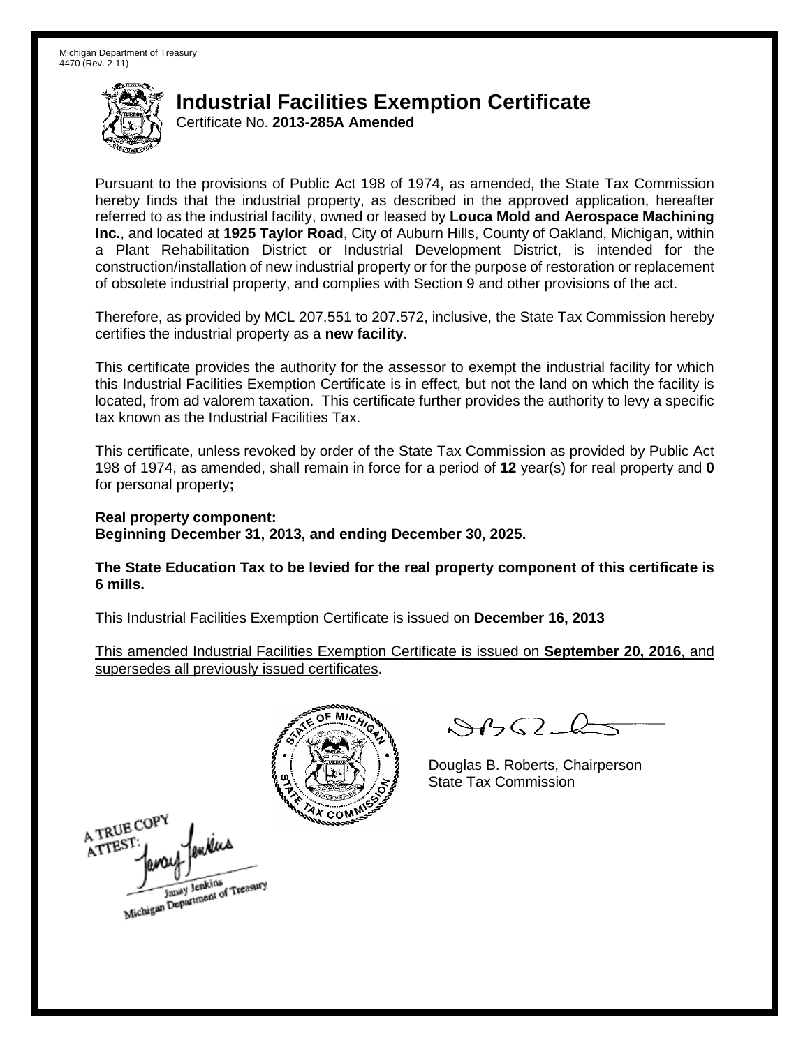Michigan Department of Treasury
4470 (Rev. 2-11)

# Industrial Facilities Exemption Certificate

Certificate No. **2013-285A Amended**

Pursuant to the provisions of Public Act 198 of 1974, as amended, the State Tax Commission hereby finds that the industrial property, as described in the approved application, hereafter referred to as the industrial facility, owned or leased by **Louca Mold and Aerospace Machining Inc.**, and located at **1925 Taylor Road**, City of Auburn Hills, County of Oakland, Michigan, within a Plant Rehabilitation District or Industrial Development District, is intended for the construction/installation of new industrial property or for the purpose of restoration or replacement of obsolete industrial property, and complies with Section 9 and other provisions of the act.

Therefore, as provided by MCL 207.551 to 207.572, inclusive, the State Tax Commission hereby certifies the industrial property as a **new facility**.

This certificate provides the authority for the assessor to exempt the industrial facility for which this Industrial Facilities Exemption Certificate is in effect, but not the land on which the facility is located, from ad valorem taxation. This certificate further provides the authority to levy a specific tax known as the Industrial Facilities Tax.

This certificate, unless revoked by order of the State Tax Commission as provided by Public Act 198 of 1974, as amended, shall remain in force for a period of **12** year(s) for real property and **0** for personal property**;**

**Real property component:**
**Beginning December 31, 2013, and ending December 30, 2025.**

**The State Education Tax to be levied for the real property component of this certificate is 6 mills.**

This Industrial Facilities Exemption Certificate is issued on **December 16, 2013**

This amended Industrial Facilities Exemption Certificate is issued on **September 20, 2016**, and supersedes all previously issued certificates.

Douglas B. Roberts, Chairperson
State Tax Commission

A TRUE COPY
ATTEST:
Janay Jenkins
Michigan Department of Treasury